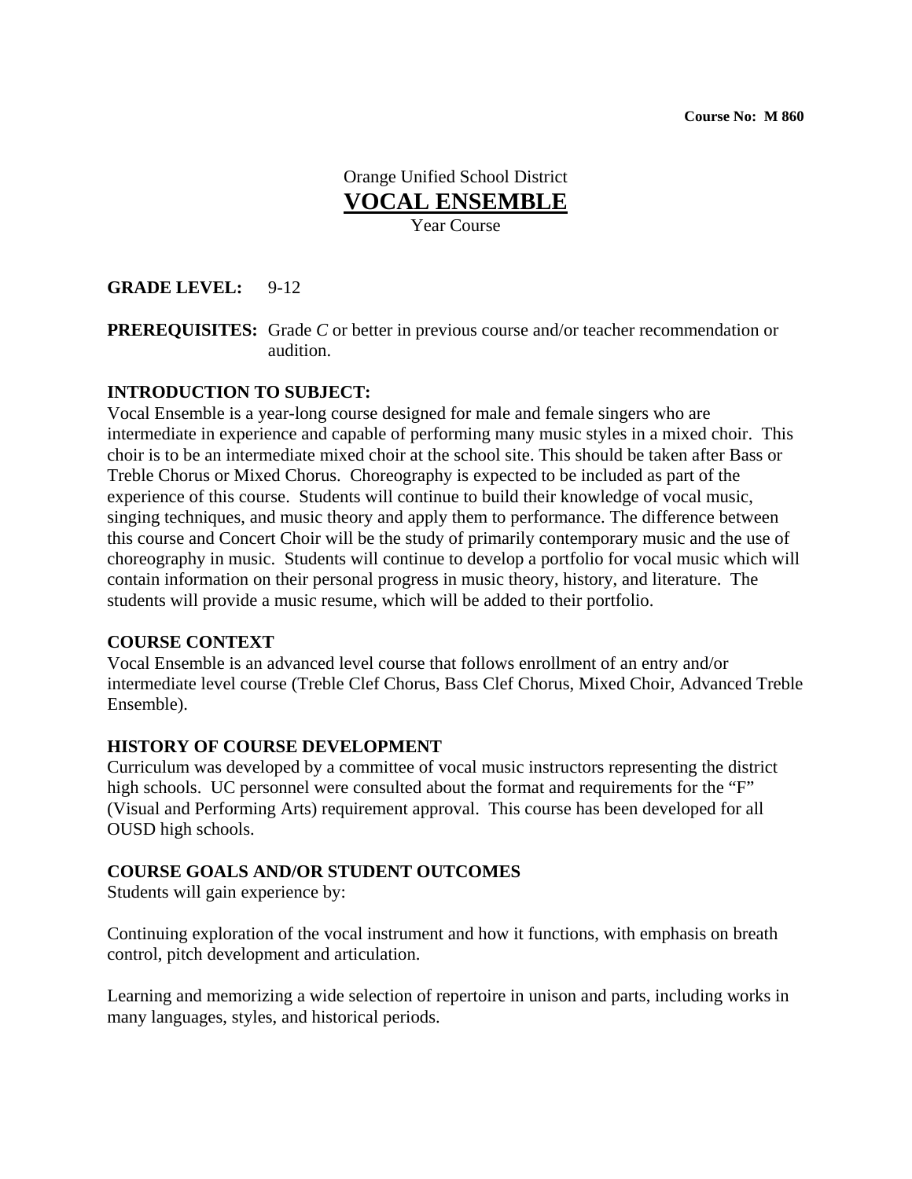**Course No: M 860**

Orange Unified School District

# VOCAL ENSEMBLE

Year Course

**GRADE LEVEL:** 9-12

**PREREQUISITES:** Grade *C* or better in previous course and/or teacher recommendation or audition.

**INTRODUCTION TO SUBJECT:**

Vocal Ensemble is a year-long course designed for male and female singers who are intermediate in experience and capable of performing many music styles in a mixed choir. This choir is to be an intermediate mixed choir at the school site. This should be taken after Bass or Treble Chorus or Mixed Chorus. Choreography is expected to be included as part of the experience of this course. Students will continue to build their knowledge of vocal music, singing techniques, and music theory and apply them to performance. The difference between this course and Concert Choir will be the study of primarily contemporary music and the use of choreography in music. Students will continue to develop a portfolio for vocal music which will contain information on their personal progress in music theory, history, and literature. The students will provide a music resume, which will be added to their portfolio.

**COURSE CONTEXT**

Vocal Ensemble is an advanced level course that follows enrollment of an entry and/or intermediate level course (Treble Clef Chorus, Bass Clef Chorus, Mixed Choir, Advanced Treble Ensemble).

**HISTORY OF COURSE DEVELOPMENT**

Curriculum was developed by a committee of vocal music instructors representing the district high schools. UC personnel were consulted about the format and requirements for the "F" (Visual and Performing Arts) requirement approval. This course has been developed for all OUSD high schools.

**COURSE GOALS AND/OR STUDENT OUTCOMES**

Students will gain experience by:

Continuing exploration of the vocal instrument and how it functions, with emphasis on breath control, pitch development and articulation.

Learning and memorizing a wide selection of repertoire in unison and parts, including works in many languages, styles, and historical periods.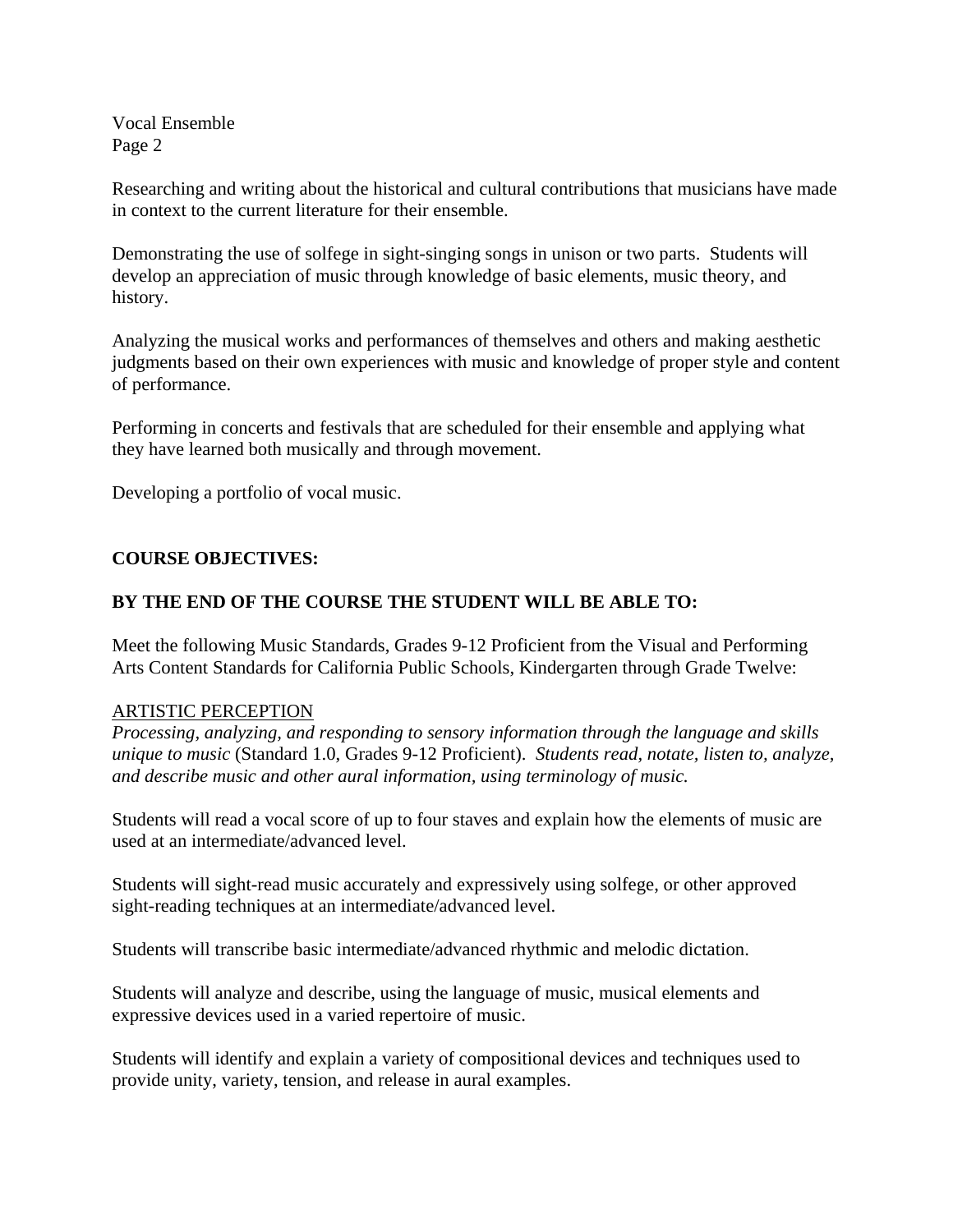Researching and writing about the historical and cultural contributions that musicians have made in context to the current literature for their ensemble.

Demonstrating the use of solfege in sight-singing songs in unison or two parts. Students will develop an appreciation of music through knowledge of basic elements, music theory, and history.

Analyzing the musical works and performances of themselves and others and making aesthetic judgments based on their own experiences with music and knowledge of proper style and content of performance.

Performing in concerts and festivals that are scheduled for their ensemble and applying what they have learned both musically and through movement.

Developing a portfolio of vocal music.

**COURSE OBJECTIVES:**

**BY THE END OF THE COURSE THE STUDENT WILL BE ABLE TO:**

Meet the following Music Standards, Grades 9-12 Proficient from the Visual and Performing Arts Content Standards for California Public Schools, Kindergarten through Grade Twelve:

<u>ARTISTIC PERCEPTION</u>

*Processing, analyzing, and responding to sensory information through the language and skills unique to music* (Standard 1.0, Grades 9-12 Proficient). *Students read, notate, listen to, analyze, and describe music and other aural information, using terminology of music.*

Students will read a vocal score of up to four staves and explain how the elements of music are used at an intermediate/advanced level.

Students will sight-read music accurately and expressively using solfege, or other approved sight-reading techniques at an intermediate/advanced level.

Students will transcribe basic intermediate/advanced rhythmic and melodic dictation.

Students will analyze and describe, using the language of music, musical elements and expressive devices used in a varied repertoire of music.

Students will identify and explain a variety of compositional devices and techniques used to provide unity, variety, tension, and release in aural examples.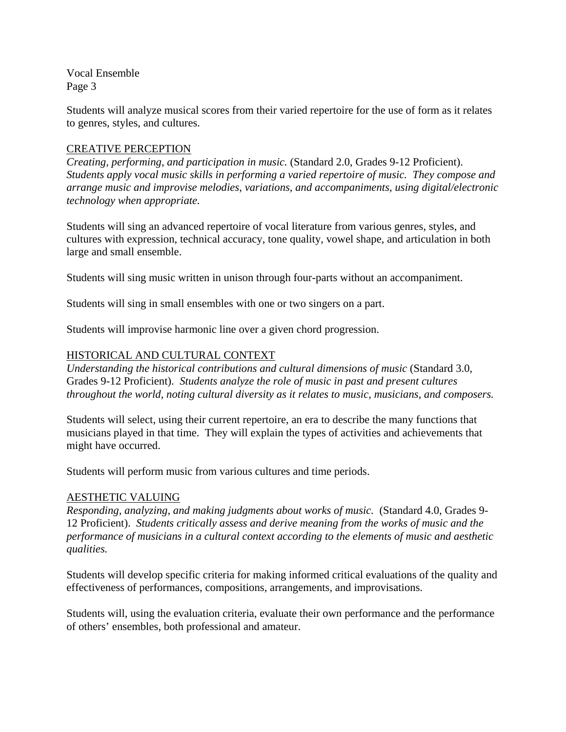Students will analyze musical scores from their varied repertoire for the use of form as it relates to genres, styles, and cultures.

<u>CREATIVE PERCEPTION</u>

*Creating, performing, and participation in music.* (Standard 2.0, Grades 9-12 Proficient). *Students apply vocal music skills in performing a varied repertoire of music. They compose and arrange music and improvise melodies, variations, and accompaniments, using digital/electronic technology when appropriate.*

Students will sing an advanced repertoire of vocal literature from various genres, styles, and cultures with expression, technical accuracy, tone quality, vowel shape, and articulation in both large and small ensemble.

Students will sing music written in unison through four-parts without an accompaniment.

Students will sing in small ensembles with one or two singers on a part.

Students will improvise harmonic line over a given chord progression.

<u>HISTORICAL AND CULTURAL CONTEXT</u>

*Understanding the historical contributions and cultural dimensions of music* (Standard 3.0, Grades 9-12 Proficient). *Students analyze the role of music in past and present cultures throughout the world, noting cultural diversity as it relates to music, musicians, and composers.*

Students will select, using their current repertoire, an era to describe the many functions that musicians played in that time. They will explain the types of activities and achievements that might have occurred.

Students will perform music from various cultures and time periods.

<u>AESTHETIC VALUING</u>

*Responding, analyzing, and making judgments about works of music.* (Standard 4.0, Grades 9-12 Proficient). *Students critically assess and derive meaning from the works of music and the performance of musicians in a cultural context according to the elements of music and aesthetic qualities.*

Students will develop specific criteria for making informed critical evaluations of the quality and effectiveness of performances, compositions, arrangements, and improvisations.

Students will, using the evaluation criteria, evaluate their own performance and the performance of others' ensembles, both professional and amateur.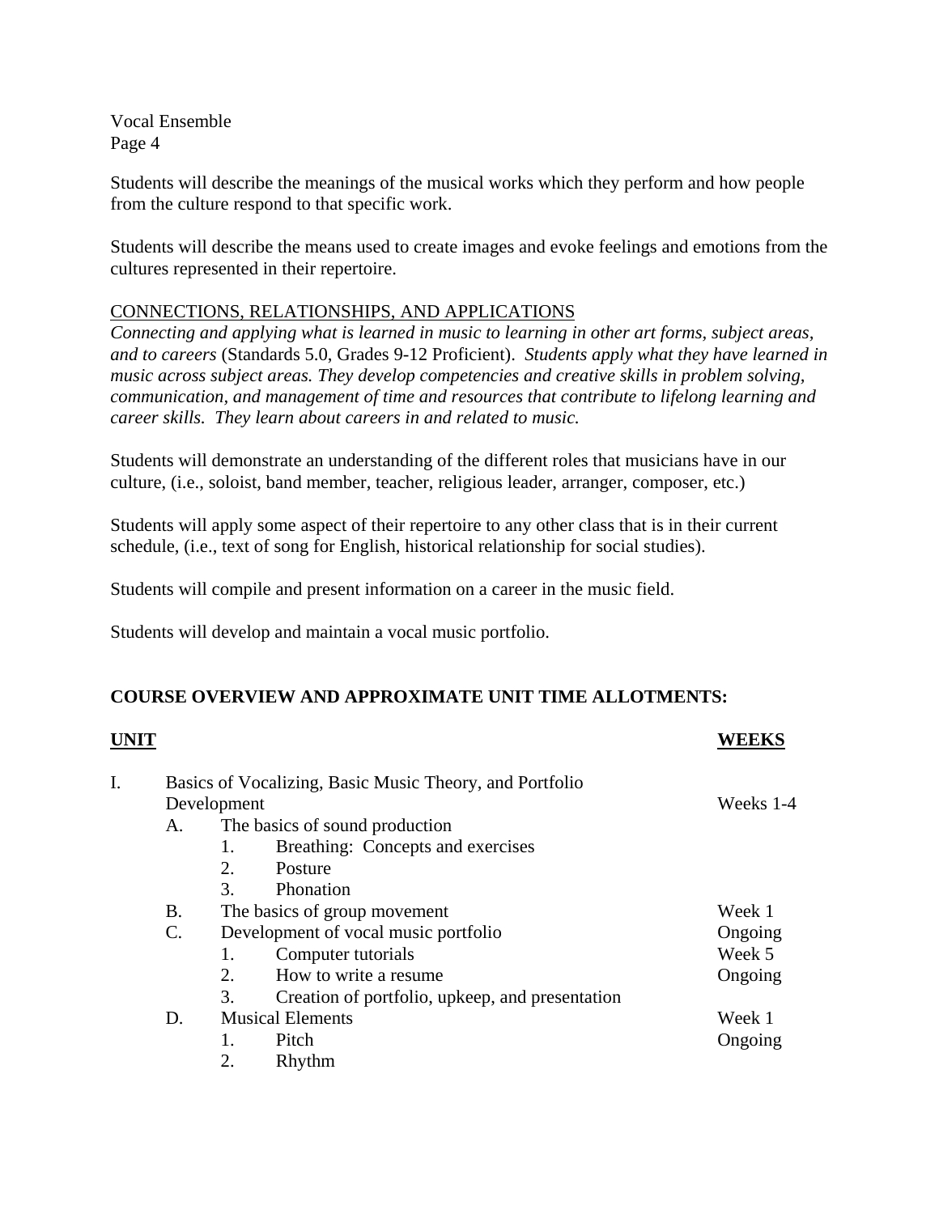Students will describe the meanings of the musical works which they perform and how people from the culture respond to that specific work.

Students will describe the means used to create images and evoke feelings and emotions from the cultures represented in their repertoire.

<u>CONNECTIONS, RELATIONSHIPS, AND APPLICATIONS</u>

*Connecting and applying what is learned in music to learning in other art forms, subject areas, and to careers* (Standards 5.0, Grades 9-12 Proficient). *Students apply what they have learned in music across subject areas. They develop competencies and creative skills in problem solving, communication, and management of time and resources that contribute to lifelong learning and career skills. They learn about careers in and related to music.*

Students will demonstrate an understanding of the different roles that musicians have in our culture, (i.e., soloist, band member, teacher, religious leader, arranger, composer, etc.)

Students will apply some aspect of their repertoire to any other class that is in their current schedule, (i.e., text of song for English, historical relationship for social studies).

Students will compile and present information on a career in the music field.

Students will develop and maintain a vocal music portfolio.

**COURSE OVERVIEW AND APPROXIMATE UNIT TIME ALLOTMENTS:**

| **UNIT** | **WEEKS** |
|---|---|
| I. Basics of Vocalizing, Basic Music Theory, and Portfolio Development | Weeks 1-4 |
| &nbsp;&nbsp;A. The basics of sound production | |
| &nbsp;&nbsp;&nbsp;&nbsp;1. Breathing: Concepts and exercises | |
| &nbsp;&nbsp;&nbsp;&nbsp;2. Posture | |
| &nbsp;&nbsp;&nbsp;&nbsp;3. Phonation | |
| &nbsp;&nbsp;B. The basics of group movement | Week 1 |
| &nbsp;&nbsp;C. Development of vocal music portfolio | Ongoing |
| &nbsp;&nbsp;&nbsp;&nbsp;1. Computer tutorials | Week 5 |
| &nbsp;&nbsp;&nbsp;&nbsp;2. How to write a resume | Ongoing |
| &nbsp;&nbsp;&nbsp;&nbsp;3. Creation of portfolio, upkeep, and presentation | |
| &nbsp;&nbsp;D. Musical Elements | Week 1 |
| &nbsp;&nbsp;&nbsp;&nbsp;1. Pitch | Ongoing |
| &nbsp;&nbsp;&nbsp;&nbsp;2. Rhythm | |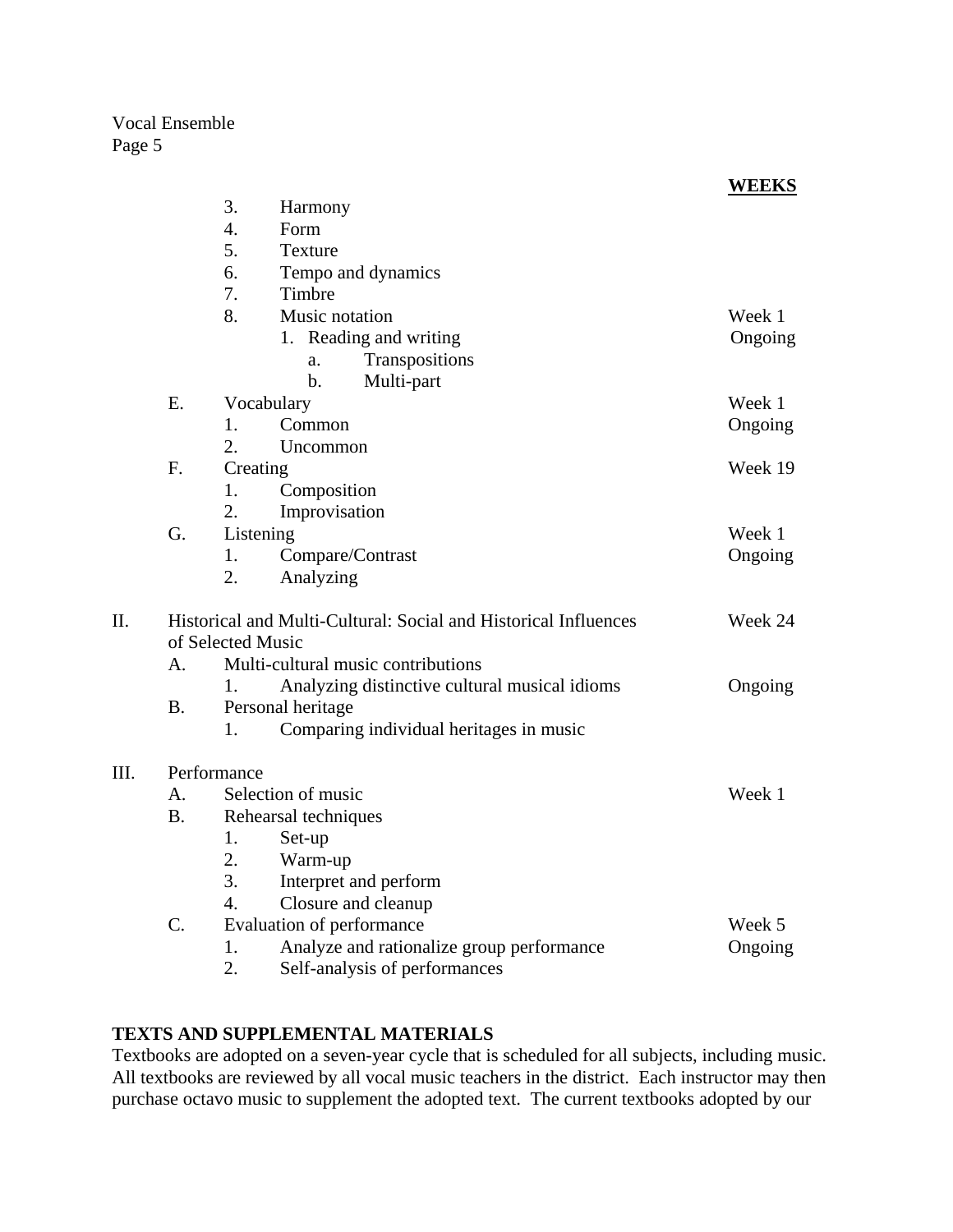| | WEEKS |
|---|---|
| 3. Harmony | |
| 4. Form | |
| 5. Texture | |
| 6. Tempo and dynamics | |
| 7. Timbre | |
| 8. Music notation | Week 1 |
| 1. Reading and writing | Ongoing |
| a. Transpositions | |
| b. Multi-part | |
| E. Vocabulary | Week 1 |
| 1. Common | Ongoing |
| 2. Uncommon | |
| F. Creating | Week 19 |
| 1. Composition | |
| 2. Improvisation | |
| G. Listening | Week 1 |
| 1. Compare/Contrast | Ongoing |
| 2. Analyzing | |
| II. Historical and Multi-Cultural: Social and Historical Influences of Selected Music | Week 24 |
| A. Multi-cultural music contributions | |
| 1. Analyzing distinctive cultural musical idioms | Ongoing |
| B. Personal heritage | |
| 1. Comparing individual heritages in music | |
| III. Performance | |
| A. Selection of music | Week 1 |
| B. Rehearsal techniques | |
| 1. Set-up | |
| 2. Warm-up | |
| 3. Interpret and perform | |
| 4. Closure and cleanup | |
| C. Evaluation of performance | Week 5 |
| 1. Analyze and rationalize group performance | Ongoing |
| 2. Self-analysis of performances | |

**TEXTS AND SUPPLEMENTAL MATERIALS**

Textbooks are adopted on a seven-year cycle that is scheduled for all subjects, including music. All textbooks are reviewed by all vocal music teachers in the district. Each instructor may then purchase octavo music to supplement the adopted text. The current textbooks adopted by our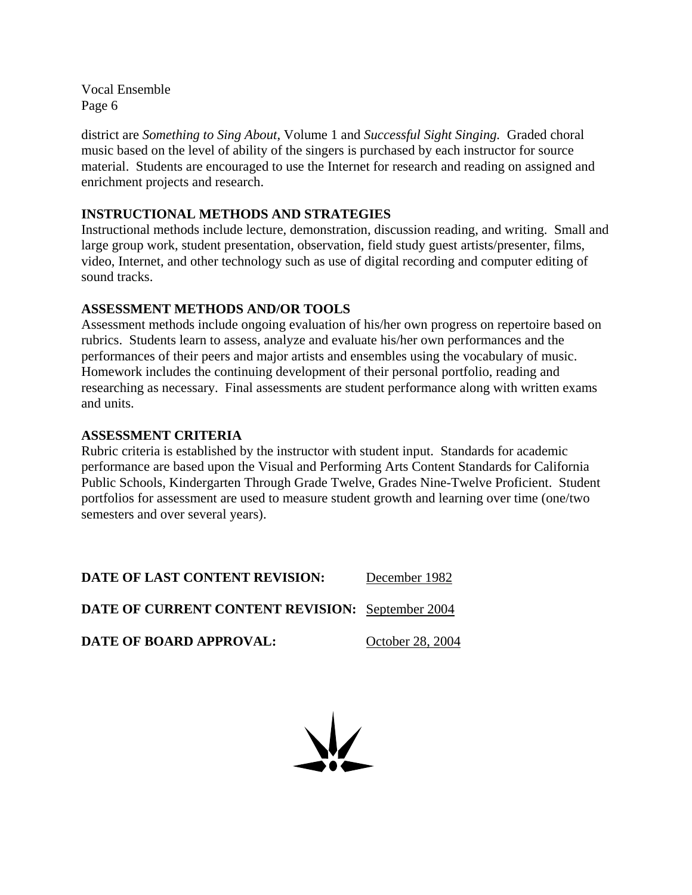district are *Something to Sing About*, Volume 1 and *Successful Sight Singing.* Graded choral music based on the level of ability of the singers is purchased by each instructor for source material. Students are encouraged to use the Internet for research and reading on assigned and enrichment projects and research.

**INSTRUCTIONAL METHODS AND STRATEGIES**

Instructional methods include lecture, demonstration, discussion reading, and writing. Small and large group work, student presentation, observation, field study guest artists/presenter, films, video, Internet, and other technology such as use of digital recording and computer editing of sound tracks.

**ASSESSMENT METHODS AND/OR TOOLS**

Assessment methods include ongoing evaluation of his/her own progress on repertoire based on rubrics. Students learn to assess, analyze and evaluate his/her own performances and the performances of their peers and major artists and ensembles using the vocabulary of music. Homework includes the continuing development of their personal portfolio, reading and researching as necessary. Final assessments are student performance along with written exams and units.

**ASSESSMENT CRITERIA**

Rubric criteria is established by the instructor with student input. Standards for academic performance are based upon the Visual and Performing Arts Content Standards for California Public Schools, Kindergarten Through Grade Twelve, Grades Nine-Twelve Proficient. Student portfolios for assessment are used to measure student growth and learning over time (one/two semesters and over several years).

**DATE OF LAST CONTENT REVISION:** December 1982

**DATE OF CURRENT CONTENT REVISION:** September 2004

**DATE OF BOARD APPROVAL:** October 28, 2004